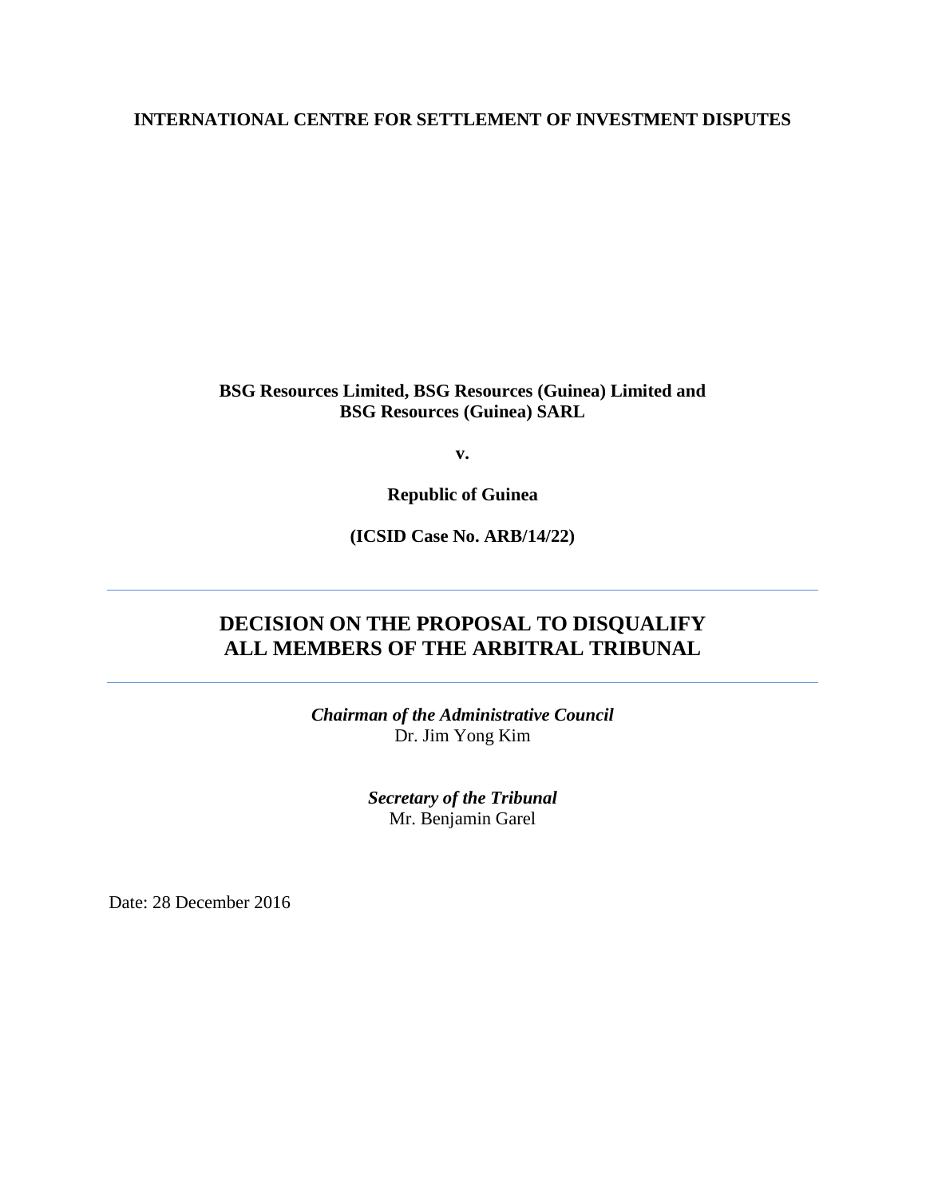**INTERNATIONAL CENTRE FOR SETTLEMENT OF INVESTMENT DISPUTES**

**BSG Resources Limited, BSG Resources (Guinea) Limited and BSG Resources (Guinea) SARL**

**v.**

**Republic of Guinea**

**(ICSID Case No. ARB/14/22)**

---

# DECISION ON THE PROPOSAL TO DISQUALIFY ALL MEMBERS OF THE ARBITRAL TRIBUNAL

---

***Chairman of the Administrative Council***
Dr. Jim Yong Kim

***Secretary of the Tribunal***
Mr. Benjamin Garel

Date: 28 December 2016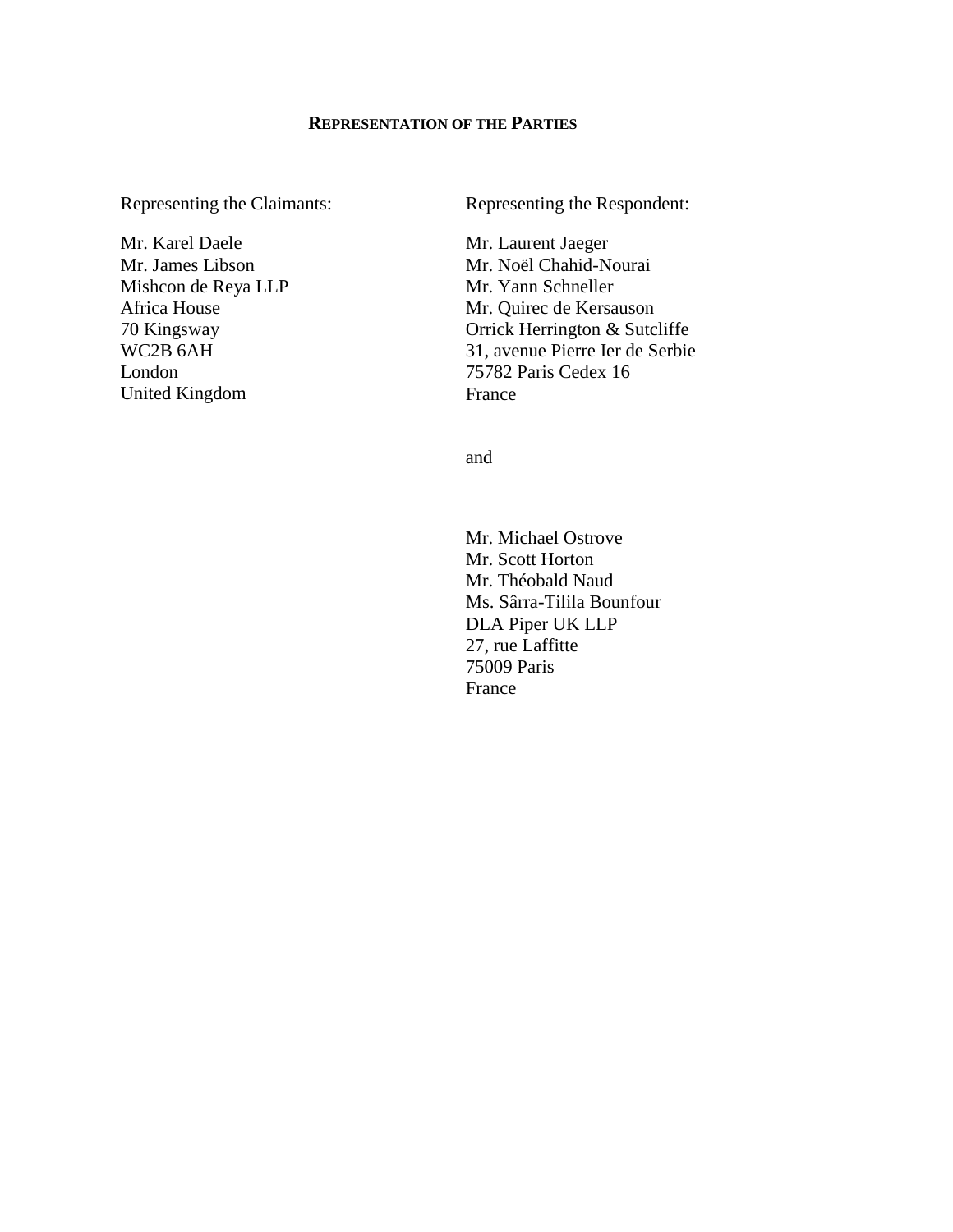## **Representation of the Parties**

Representing the Claimants:

Mr. Karel Daele
Mr. James Libson
Mishcon de Reya LLP
Africa House
70 Kingsway
WC2B 6AH
London
United Kingdom

Representing the Respondent:

Mr. Laurent Jaeger
Mr. Noël Chahid-Nourai
Mr. Yann Schneller
Mr. Quirec de Kersauson
Orrick Herrington & Sutcliffe
31, avenue Pierre Ier de Serbie
75782 Paris Cedex 16
France

and

Mr. Michael Ostrove
Mr. Scott Horton
Mr. Théobald Naud
Ms. Sârra-Tilila Bounfour
DLA Piper UK LLP
27, rue Laffitte
75009 Paris
France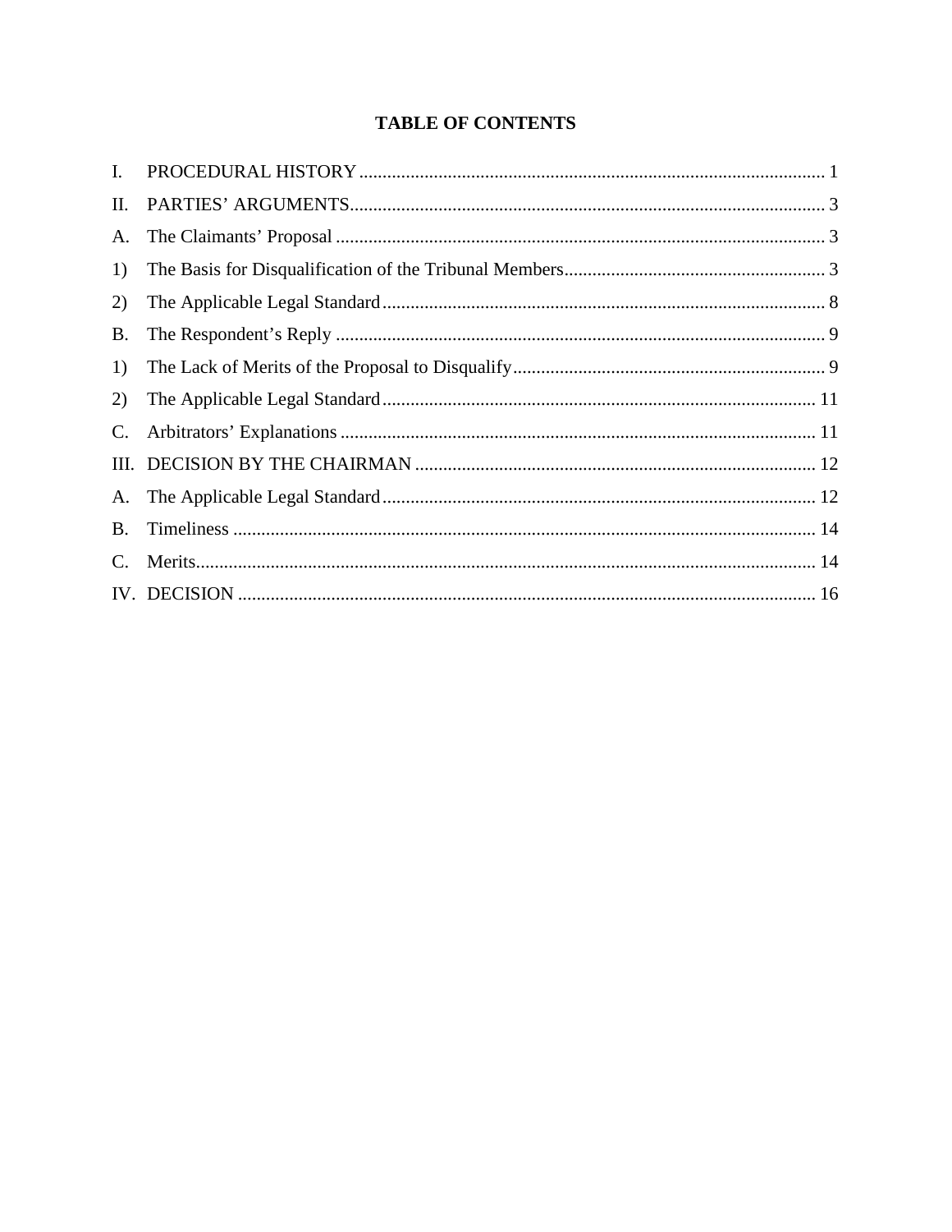# TABLE OF CONTENTS

I. PROCEDURAL HISTORY ..... 1

II. PARTIES' ARGUMENTS ..... 3

A. The Claimants' Proposal ..... 3

1) The Basis for Disqualification of the Tribunal Members ..... 3

2) The Applicable Legal Standard ..... 8

B. The Respondent's Reply ..... 9

1) The Lack of Merits of the Proposal to Disqualify ..... 9

2) The Applicable Legal Standard ..... 11

C. Arbitrators' Explanations ..... 11

III. DECISION BY THE CHAIRMAN ..... 12

A. The Applicable Legal Standard ..... 12

B. Timeliness ..... 14

C. Merits ..... 14

IV. DECISION ..... 16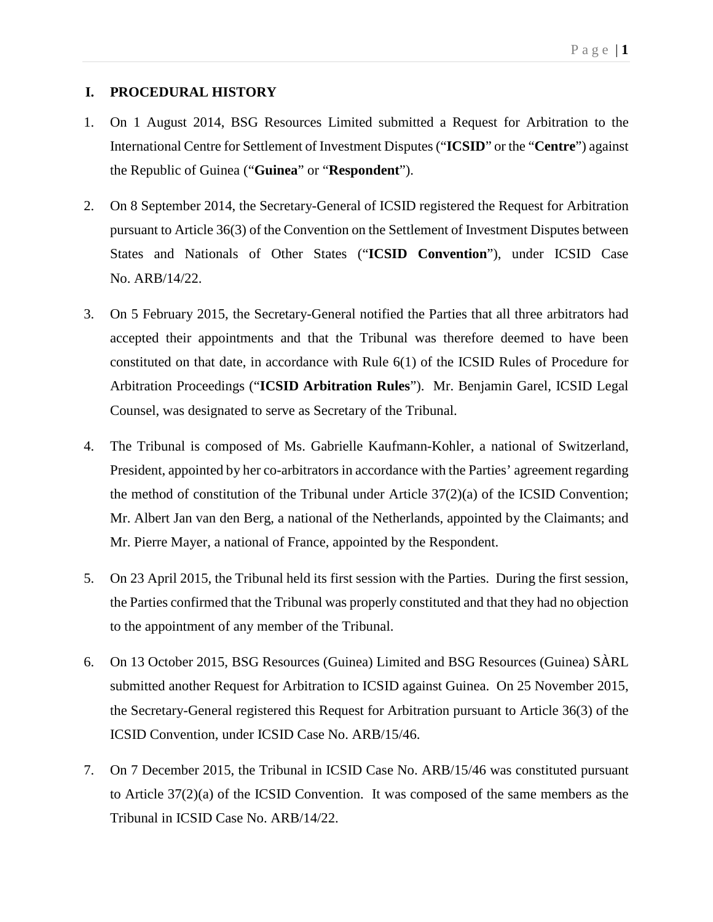## I. PROCEDURAL HISTORY

1. On 1 August 2014, BSG Resources Limited submitted a Request for Arbitration to the International Centre for Settlement of Investment Disputes ("**ICSID**" or the "**Centre**") against the Republic of Guinea ("**Guinea**" or "**Respondent**").

2. On 8 September 2014, the Secretary-General of ICSID registered the Request for Arbitration pursuant to Article 36(3) of the Convention on the Settlement of Investment Disputes between States and Nationals of Other States ("**ICSID Convention**"), under ICSID Case No. ARB/14/22.

3. On 5 February 2015, the Secretary-General notified the Parties that all three arbitrators had accepted their appointments and that the Tribunal was therefore deemed to have been constituted on that date, in accordance with Rule 6(1) of the ICSID Rules of Procedure for Arbitration Proceedings ("**ICSID Arbitration Rules**"). Mr. Benjamin Garel, ICSID Legal Counsel, was designated to serve as Secretary of the Tribunal.

4. The Tribunal is composed of Ms. Gabrielle Kaufmann-Kohler, a national of Switzerland, President, appointed by her co-arbitrators in accordance with the Parties' agreement regarding the method of constitution of the Tribunal under Article 37(2)(a) of the ICSID Convention; Mr. Albert Jan van den Berg, a national of the Netherlands, appointed by the Claimants; and Mr. Pierre Mayer, a national of France, appointed by the Respondent.

5. On 23 April 2015, the Tribunal held its first session with the Parties. During the first session, the Parties confirmed that the Tribunal was properly constituted and that they had no objection to the appointment of any member of the Tribunal.

6. On 13 October 2015, BSG Resources (Guinea) Limited and BSG Resources (Guinea) SÀRL submitted another Request for Arbitration to ICSID against Guinea. On 25 November 2015, the Secretary-General registered this Request for Arbitration pursuant to Article 36(3) of the ICSID Convention, under ICSID Case No. ARB/15/46.

7. On 7 December 2015, the Tribunal in ICSID Case No. ARB/15/46 was constituted pursuant to Article 37(2)(a) of the ICSID Convention. It was composed of the same members as the Tribunal in ICSID Case No. ARB/14/22.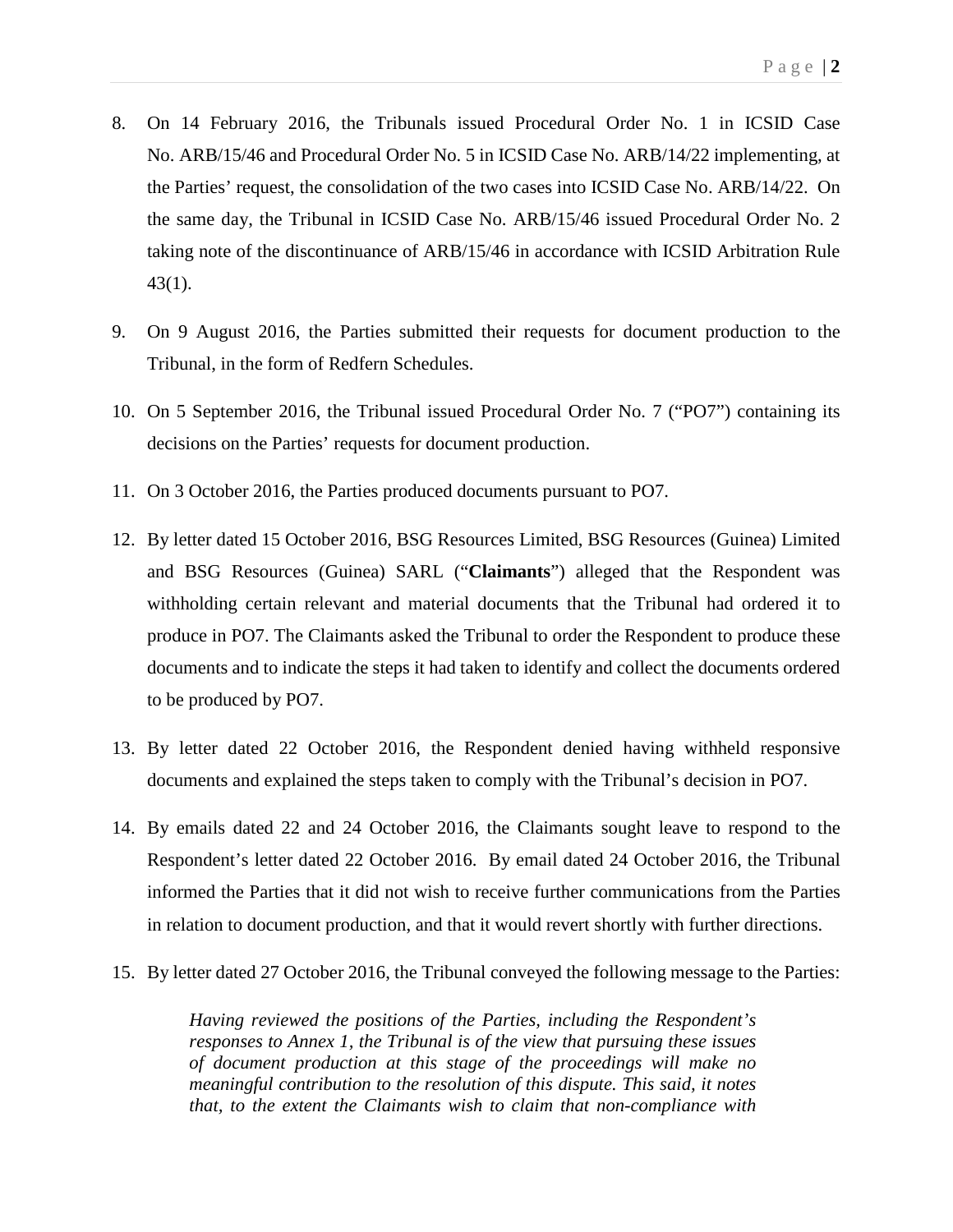8. On 14 February 2016, the Tribunals issued Procedural Order No. 1 in ICSID Case No. ARB/15/46 and Procedural Order No. 5 in ICSID Case No. ARB/14/22 implementing, at the Parties' request, the consolidation of the two cases into ICSID Case No. ARB/14/22. On the same day, the Tribunal in ICSID Case No. ARB/15/46 issued Procedural Order No. 2 taking note of the discontinuance of ARB/15/46 in accordance with ICSID Arbitration Rule 43(1).

9. On 9 August 2016, the Parties submitted their requests for document production to the Tribunal, in the form of Redfern Schedules.

10. On 5 September 2016, the Tribunal issued Procedural Order No. 7 ("PO7") containing its decisions on the Parties' requests for document production.

11. On 3 October 2016, the Parties produced documents pursuant to PO7.

12. By letter dated 15 October 2016, BSG Resources Limited, BSG Resources (Guinea) Limited and BSG Resources (Guinea) SARL ("**Claimants**") alleged that the Respondent was withholding certain relevant and material documents that the Tribunal had ordered it to produce in PO7. The Claimants asked the Tribunal to order the Respondent to produce these documents and to indicate the steps it had taken to identify and collect the documents ordered to be produced by PO7.

13. By letter dated 22 October 2016, the Respondent denied having withheld responsive documents and explained the steps taken to comply with the Tribunal's decision in PO7.

14. By emails dated 22 and 24 October 2016, the Claimants sought leave to respond to the Respondent's letter dated 22 October 2016. By email dated 24 October 2016, the Tribunal informed the Parties that it did not wish to receive further communications from the Parties in relation to document production, and that it would revert shortly with further directions.

15. By letter dated 27 October 2016, the Tribunal conveyed the following message to the Parties:

> *Having reviewed the positions of the Parties, including the Respondent's responses to Annex 1, the Tribunal is of the view that pursuing these issues of document production at this stage of the proceedings will make no meaningful contribution to the resolution of this dispute. This said, it notes that, to the extent the Claimants wish to claim that non-compliance with*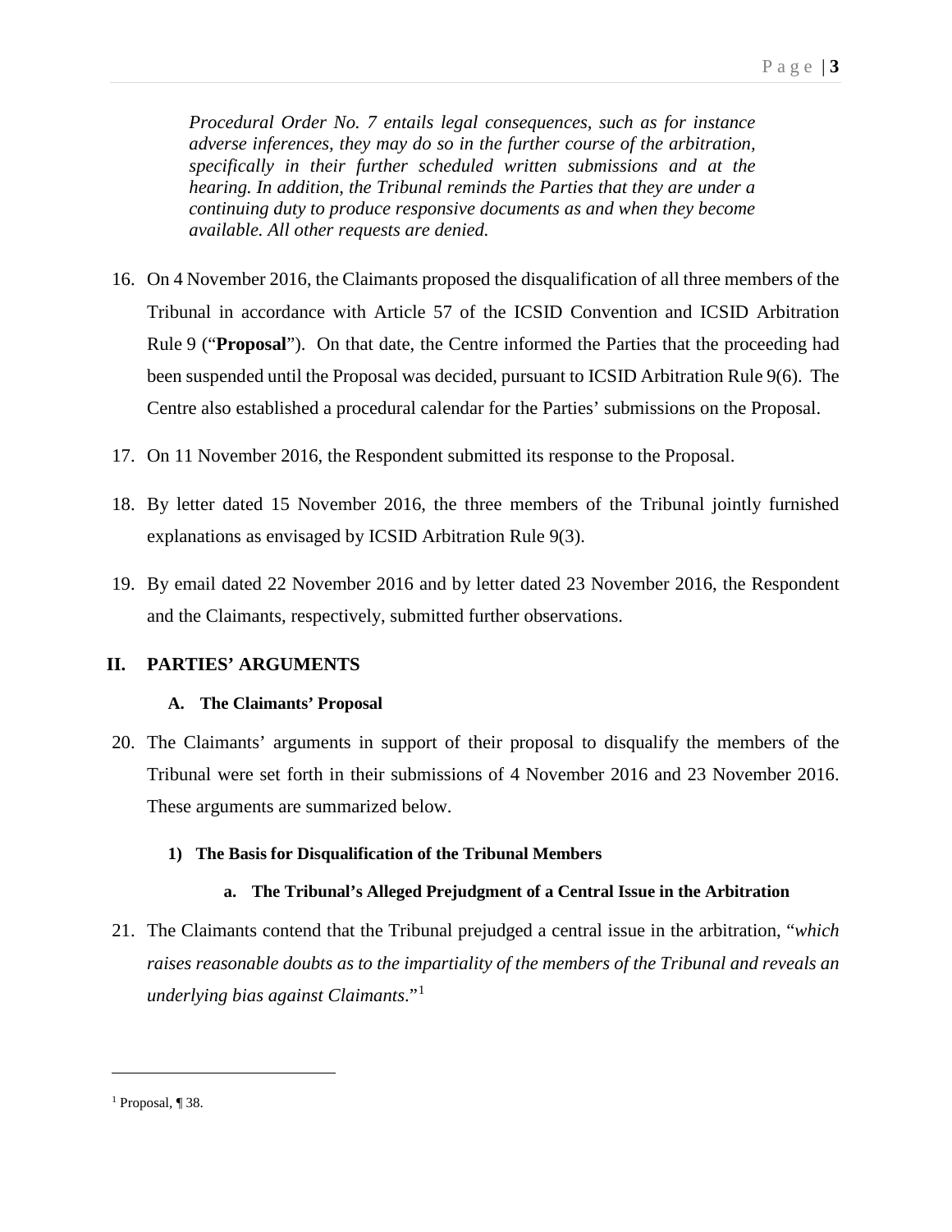*Procedural Order No. 7 entails legal consequences, such as for instance adverse inferences, they may do so in the further course of the arbitration, specifically in their further scheduled written submissions and at the hearing. In addition, the Tribunal reminds the Parties that they are under a continuing duty to produce responsive documents as and when they become available. All other requests are denied.*

16. On 4 November 2016, the Claimants proposed the disqualification of all three members of the Tribunal in accordance with Article 57 of the ICSID Convention and ICSID Arbitration Rule 9 ("**Proposal**"). On that date, the Centre informed the Parties that the proceeding had been suspended until the Proposal was decided, pursuant to ICSID Arbitration Rule 9(6). The Centre also established a procedural calendar for the Parties' submissions on the Proposal.

17. On 11 November 2016, the Respondent submitted its response to the Proposal.

18. By letter dated 15 November 2016, the three members of the Tribunal jointly furnished explanations as envisaged by ICSID Arbitration Rule 9(3).

19. By email dated 22 November 2016 and by letter dated 23 November 2016, the Respondent and the Claimants, respectively, submitted further observations.

## II. PARTIES' ARGUMENTS

### A. The Claimants' Proposal

20. The Claimants' arguments in support of their proposal to disqualify the members of the Tribunal were set forth in their submissions of 4 November 2016 and 23 November 2016. These arguments are summarized below.

#### 1) The Basis for Disqualification of the Tribunal Members

##### a. The Tribunal's Alleged Prejudgment of a Central Issue in the Arbitration

21. The Claimants contend that the Tribunal prejudged a central issue in the arbitration, "*which raises reasonable doubts as to the impartiality of the members of the Tribunal and reveals an underlying bias against Claimants*."[1]

---

[1] Proposal, ¶ 38.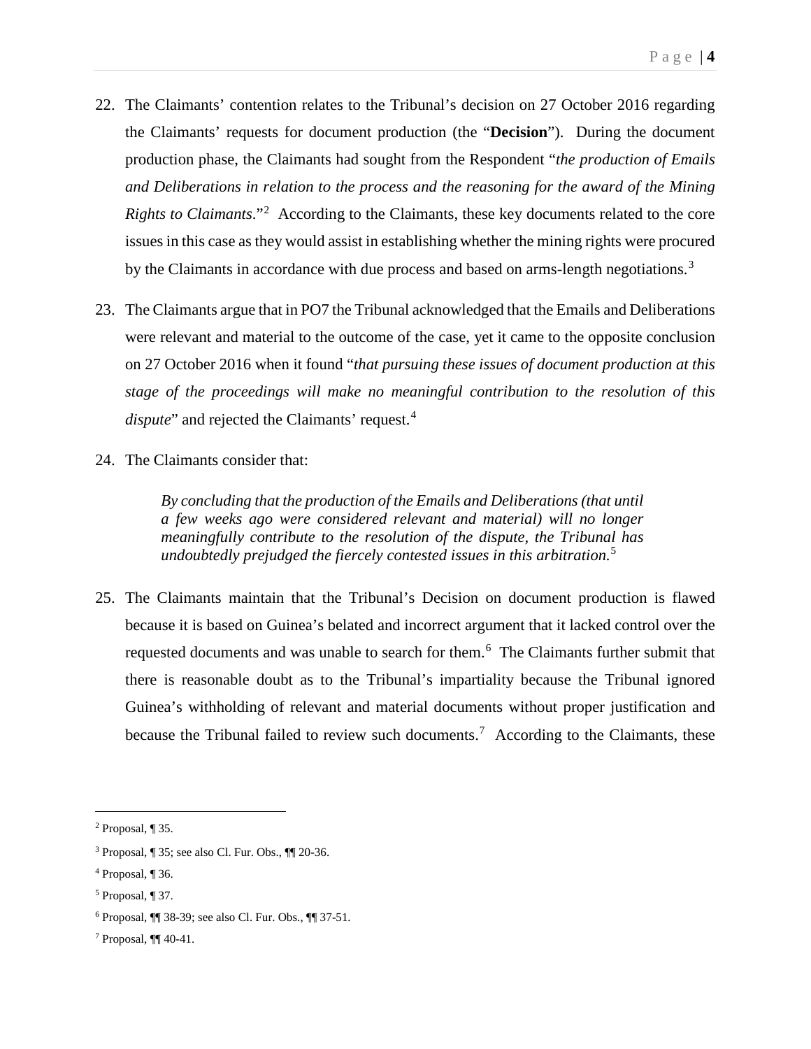22. The Claimants' contention relates to the Tribunal's decision on 27 October 2016 regarding the Claimants' requests for document production (the "**Decision**"). During the document production phase, the Claimants had sought from the Respondent "*the production of Emails and Deliberations in relation to the process and the reasoning for the award of the Mining Rights to Claimants*."[2] According to the Claimants, these key documents related to the core issues in this case as they would assist in establishing whether the mining rights were procured by the Claimants in accordance with due process and based on arms-length negotiations.[3]

23. The Claimants argue that in PO7 the Tribunal acknowledged that the Emails and Deliberations were relevant and material to the outcome of the case, yet it came to the opposite conclusion on 27 October 2016 when it found "*that pursuing these issues of document production at this stage of the proceedings will make no meaningful contribution to the resolution of this dispute*" and rejected the Claimants' request.[4]

24. The Claimants consider that:

> *By concluding that the production of the Emails and Deliberations (that until a few weeks ago were considered relevant and material) will no longer meaningfully contribute to the resolution of the dispute, the Tribunal has undoubtedly prejudged the fiercely contested issues in this arbitration.*[5]

25. The Claimants maintain that the Tribunal's Decision on document production is flawed because it is based on Guinea's belated and incorrect argument that it lacked control over the requested documents and was unable to search for them.[6] The Claimants further submit that there is reasonable doubt as to the Tribunal's impartiality because the Tribunal ignored Guinea's withholding of relevant and material documents without proper justification and because the Tribunal failed to review such documents.[7] According to the Claimants, these

---

[2] Proposal, ¶ 35.

[3] Proposal, ¶ 35; see also Cl. Fur. Obs., ¶¶ 20-36.

[4] Proposal, ¶ 36.

[5] Proposal, ¶ 37.

[6] Proposal, ¶¶ 38-39; see also Cl. Fur. Obs., ¶¶ 37-51.

[7] Proposal, ¶¶ 40-41.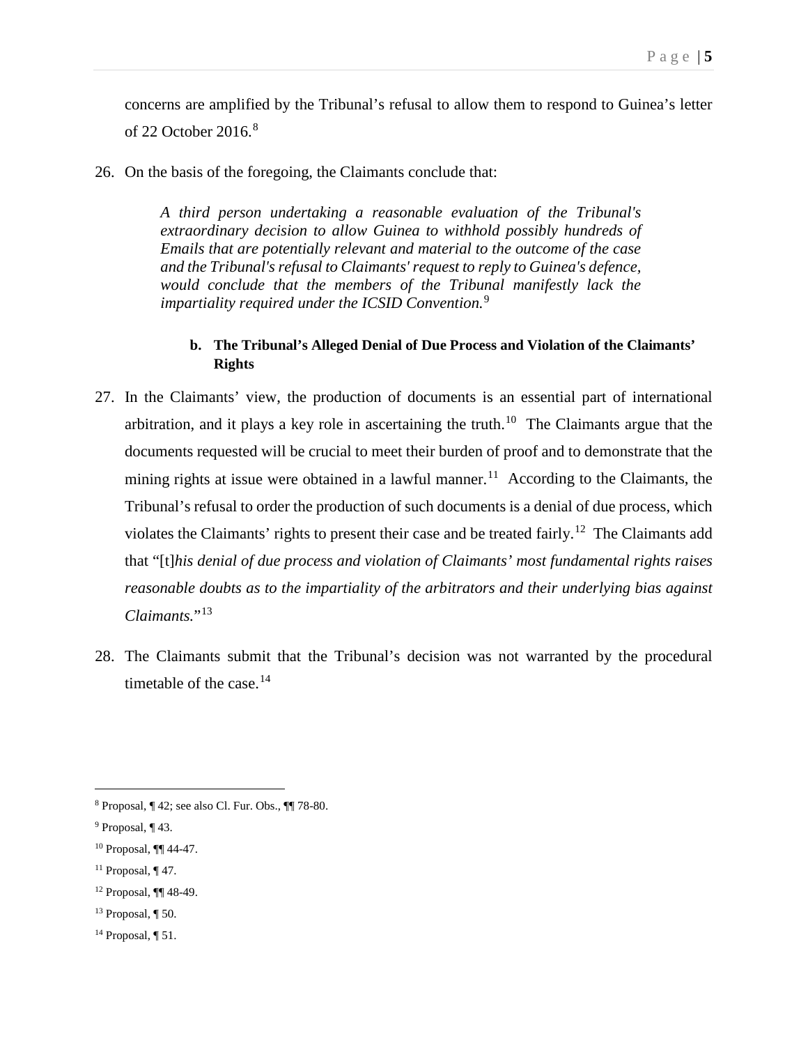concerns are amplified by the Tribunal's refusal to allow them to respond to Guinea's letter of 22 October 2016.[8]

26. On the basis of the foregoing, the Claimants conclude that:

> *A third person undertaking a reasonable evaluation of the Tribunal's extraordinary decision to allow Guinea to withhold possibly hundreds of Emails that are potentially relevant and material to the outcome of the case and the Tribunal's refusal to Claimants' request to reply to Guinea's defence, would conclude that the members of the Tribunal manifestly lack the impartiality required under the ICSID Convention.*[9]

#### b. The Tribunal's Alleged Denial of Due Process and Violation of the Claimants' Rights

27. In the Claimants' view, the production of documents is an essential part of international arbitration, and it plays a key role in ascertaining the truth.[10] The Claimants argue that the documents requested will be crucial to meet their burden of proof and to demonstrate that the mining rights at issue were obtained in a lawful manner.[11] According to the Claimants, the Tribunal's refusal to order the production of such documents is a denial of due process, which violates the Claimants' rights to present their case and be treated fairly.[12] The Claimants add that "[t]*his denial of due process and violation of Claimants' most fundamental rights raises reasonable doubts as to the impartiality of the arbitrators and their underlying bias against Claimants.*"[13]

28. The Claimants submit that the Tribunal's decision was not warranted by the procedural timetable of the case.[14]

---

[8] Proposal, ¶ 42; see also Cl. Fur. Obs., ¶¶ 78-80.

[9] Proposal, ¶ 43.

[10] Proposal, ¶¶ 44-47.

[11] Proposal, ¶ 47.

[12] Proposal, ¶¶ 48-49.

[13] Proposal, ¶ 50.

[14] Proposal, ¶ 51.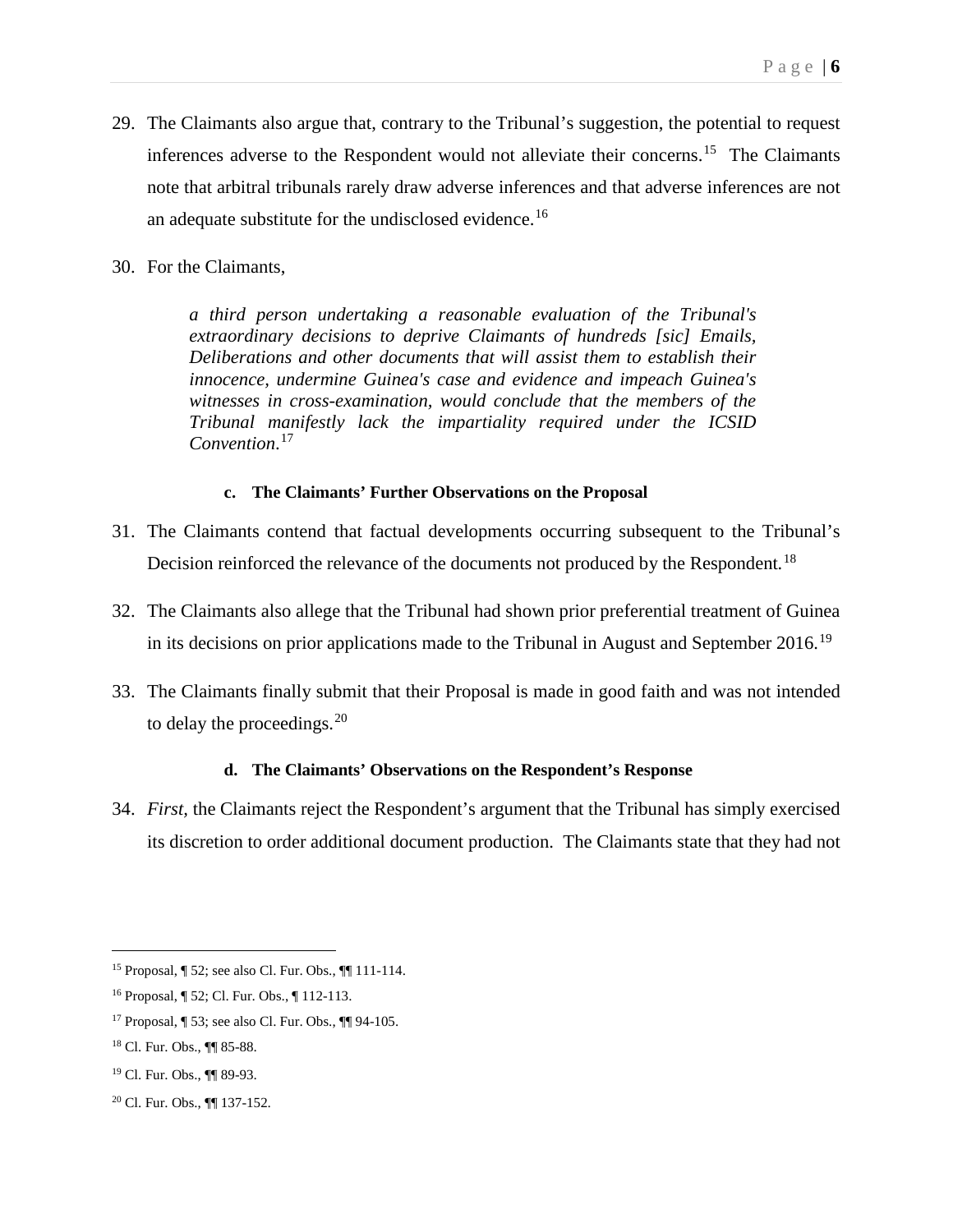29. The Claimants also argue that, contrary to the Tribunal's suggestion, the potential to request inferences adverse to the Respondent would not alleviate their concerns.[15] The Claimants note that arbitral tribunals rarely draw adverse inferences and that adverse inferences are not an adequate substitute for the undisclosed evidence.[16]

30. For the Claimants,

> *a third person undertaking a reasonable evaluation of the Tribunal's extraordinary decisions to deprive Claimants of hundreds [sic] Emails, Deliberations and other documents that will assist them to establish their innocence, undermine Guinea's case and evidence and impeach Guinea's witnesses in cross-examination, would conclude that the members of the Tribunal manifestly lack the impartiality required under the ICSID Convention.*[17]

#### c. The Claimants' Further Observations on the Proposal

31. The Claimants contend that factual developments occurring subsequent to the Tribunal's Decision reinforced the relevance of the documents not produced by the Respondent.[18]

32. The Claimants also allege that the Tribunal had shown prior preferential treatment of Guinea in its decisions on prior applications made to the Tribunal in August and September 2016.[19]

33. The Claimants finally submit that their Proposal is made in good faith and was not intended to delay the proceedings.[20]

#### d. The Claimants' Observations on the Respondent's Response

34. *First*, the Claimants reject the Respondent's argument that the Tribunal has simply exercised its discretion to order additional document production. The Claimants state that they had not

---

[15] Proposal, ¶ 52; see also Cl. Fur. Obs., ¶¶ 111-114.

[16] Proposal, ¶ 52; Cl. Fur. Obs., ¶ 112-113.

[17] Proposal, ¶ 53; see also Cl. Fur. Obs., ¶¶ 94-105.

[18] Cl. Fur. Obs., ¶¶ 85-88.

[19] Cl. Fur. Obs., ¶¶ 89-93.

[20] Cl. Fur. Obs., ¶¶ 137-152.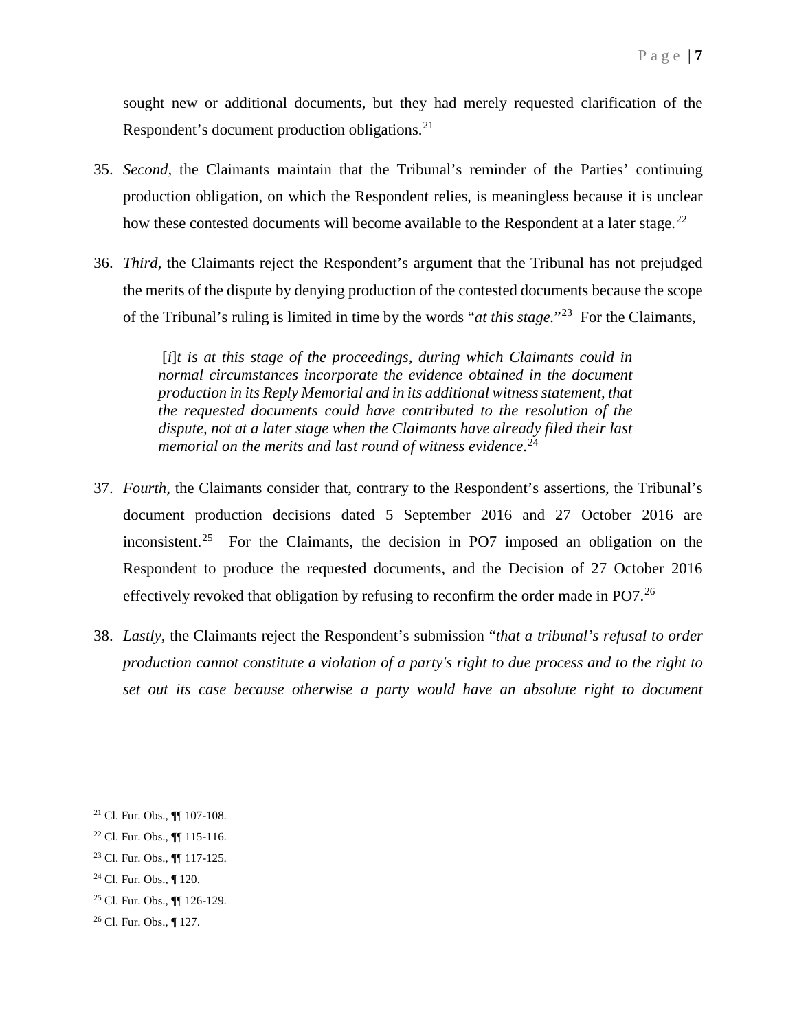sought new or additional documents, but they had merely requested clarification of the Respondent's document production obligations.[21]

35. *Second,* the Claimants maintain that the Tribunal's reminder of the Parties' continuing production obligation, on which the Respondent relies, is meaningless because it is unclear how these contested documents will become available to the Respondent at a later stage.[22]

36. *Third,* the Claimants reject the Respondent's argument that the Tribunal has not prejudged the merits of the dispute by denying production of the contested documents because the scope of the Tribunal's ruling is limited in time by the words "*at this stage.*"[23] For the Claimants,

> [*i*]*t is at this stage of the proceedings, during which Claimants could in normal circumstances incorporate the evidence obtained in the document production in its Reply Memorial and in its additional witness statement, that the requested documents could have contributed to the resolution of the dispute, not at a later stage when the Claimants have already filed their last memorial on the merits and last round of witness evidence.*[24]

37. *Fourth,* the Claimants consider that, contrary to the Respondent's assertions, the Tribunal's document production decisions dated 5 September 2016 and 27 October 2016 are inconsistent.[25] For the Claimants, the decision in PO7 imposed an obligation on the Respondent to produce the requested documents, and the Decision of 27 October 2016 effectively revoked that obligation by refusing to reconfirm the order made in PO7.[26]

38. *Lastly,* the Claimants reject the Respondent's submission "*that a tribunal's refusal to order production cannot constitute a violation of a party's right to due process and to the right to set out its case because otherwise a party would have an absolute right to document*

---

[21] Cl. Fur. Obs., ¶¶ 107-108.

[22] Cl. Fur. Obs., ¶¶ 115-116.

[23] Cl. Fur. Obs., ¶¶ 117-125.

[24] Cl. Fur. Obs., ¶ 120.

[25] Cl. Fur. Obs., ¶¶ 126-129.

[26] Cl. Fur. Obs., ¶ 127.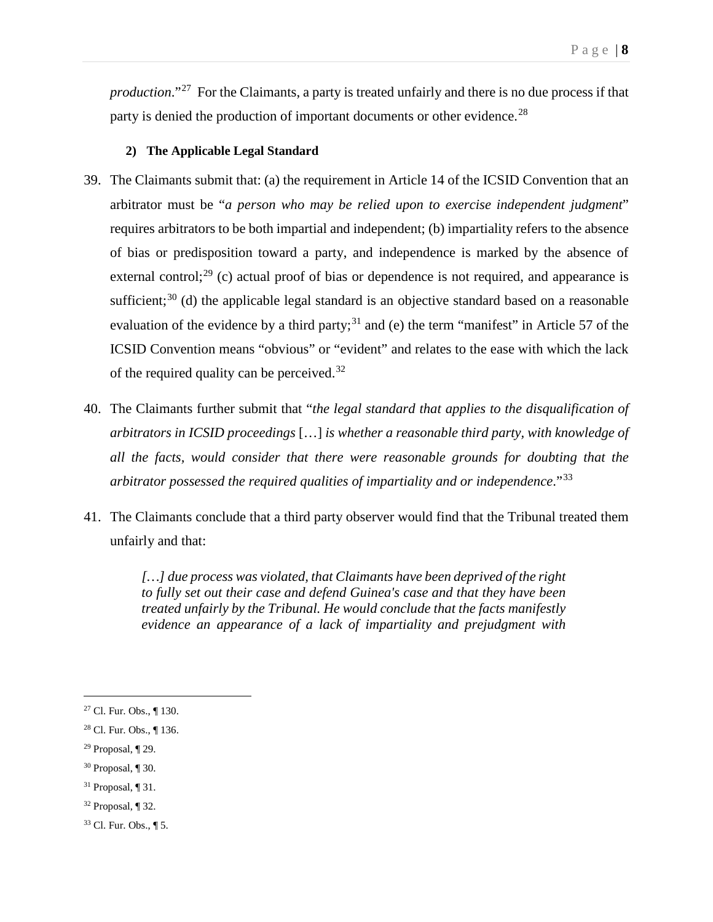*production*."[27] For the Claimants, a party is treated unfairly and there is no due process if that party is denied the production of important documents or other evidence.[28]

#### 2) The Applicable Legal Standard

39. The Claimants submit that: (a) the requirement in Article 14 of the ICSID Convention that an arbitrator must be "*a person who may be relied upon to exercise independent judgment*" requires arbitrators to be both impartial and independent; (b) impartiality refers to the absence of bias or predisposition toward a party, and independence is marked by the absence of external control;[29] (c) actual proof of bias or dependence is not required, and appearance is sufficient;[30] (d) the applicable legal standard is an objective standard based on a reasonable evaluation of the evidence by a third party;[31] and (e) the term "manifest" in Article 57 of the ICSID Convention means "obvious" or "evident" and relates to the ease with which the lack of the required quality can be perceived.[32]

40. The Claimants further submit that "*the legal standard that applies to the disqualification of arbitrators in ICSID proceedings* […] *is whether a reasonable third party, with knowledge of all the facts, would consider that there were reasonable grounds for doubting that the arbitrator possessed the required qualities of impartiality and or independence.*"[33]

41. The Claimants conclude that a third party observer would find that the Tribunal treated them unfairly and that:

> *[…] due process was violated, that Claimants have been deprived of the right to fully set out their case and defend Guinea's case and that they have been treated unfairly by the Tribunal. He would conclude that the facts manifestly evidence an appearance of a lack of impartiality and prejudgment with*

---

[27] Cl. Fur. Obs., ¶ 130.

[28] Cl. Fur. Obs., ¶ 136.

[29] Proposal, ¶ 29.

[30] Proposal, ¶ 30.

[31] Proposal, ¶ 31.

[32] Proposal, ¶ 32.

[33] Cl. Fur. Obs., ¶ 5.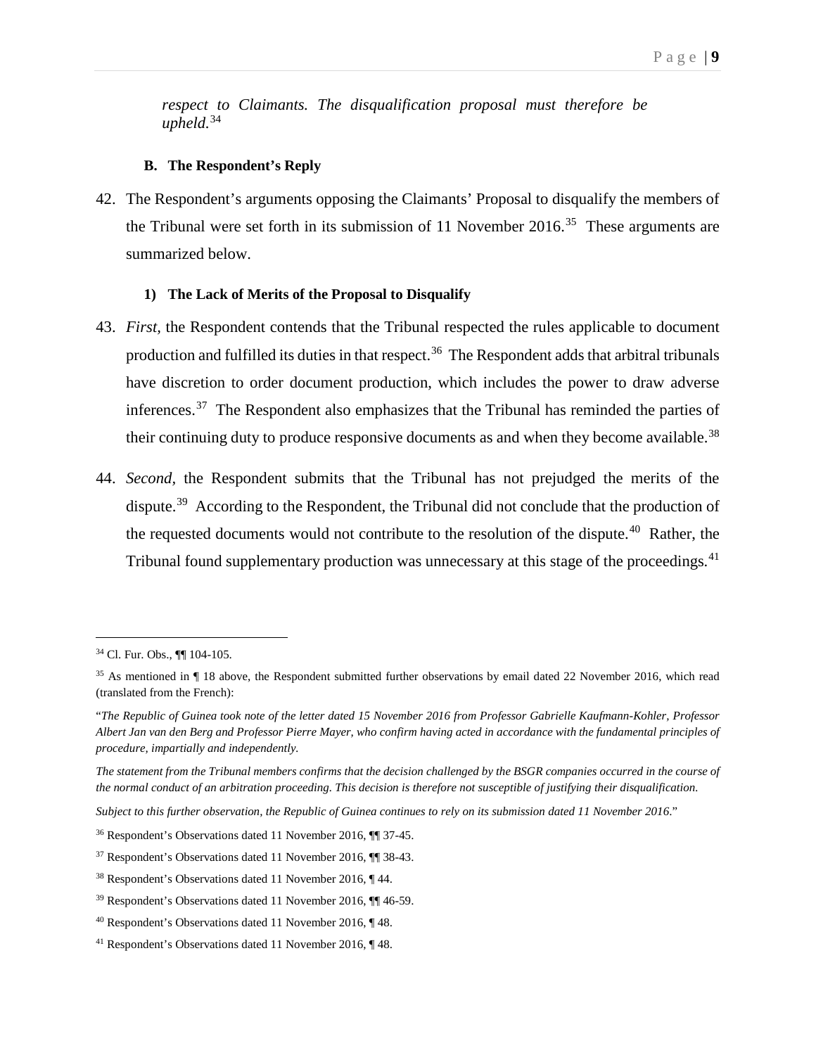*respect to Claimants. The disqualification proposal must therefore be upheld.*[34]

**B. The Respondent's Reply**

42. The Respondent's arguments opposing the Claimants' Proposal to disqualify the members of the Tribunal were set forth in its submission of 11 November 2016.[35] These arguments are summarized below.

**1) The Lack of Merits of the Proposal to Disqualify**

43. *First*, the Respondent contends that the Tribunal respected the rules applicable to document production and fulfilled its duties in that respect.[36] The Respondent adds that arbitral tribunals have discretion to order document production, which includes the power to draw adverse inferences.[37] The Respondent also emphasizes that the Tribunal has reminded the parties of their continuing duty to produce responsive documents as and when they become available.[38]

44. *Second*, the Respondent submits that the Tribunal has not prejudged the merits of the dispute.[39] According to the Respondent, the Tribunal did not conclude that the production of the requested documents would not contribute to the resolution of the dispute.[40] Rather, the Tribunal found supplementary production was unnecessary at this stage of the proceedings.[41]

---

[34] Cl. Fur. Obs., ¶¶ 104-105.

[35] As mentioned in ¶ 18 above, the Respondent submitted further observations by email dated 22 November 2016, which read (translated from the French):

"*The Republic of Guinea took note of the letter dated 15 November 2016 from Professor Gabrielle Kaufmann-Kohler, Professor Albert Jan van den Berg and Professor Pierre Mayer, who confirm having acted in accordance with the fundamental principles of procedure, impartially and independently.*

*The statement from the Tribunal members confirms that the decision challenged by the BSGR companies occurred in the course of the normal conduct of an arbitration proceeding. This decision is therefore not susceptible of justifying their disqualification.*

*Subject to this further observation, the Republic of Guinea continues to rely on its submission dated 11 November 2016.*"

[36] Respondent's Observations dated 11 November 2016, ¶¶ 37-45.

[37] Respondent's Observations dated 11 November 2016, ¶¶ 38-43.

[38] Respondent's Observations dated 11 November 2016, ¶ 44.

[39] Respondent's Observations dated 11 November 2016, ¶¶ 46-59.

[40] Respondent's Observations dated 11 November 2016, ¶ 48.

[41] Respondent's Observations dated 11 November 2016, ¶ 48.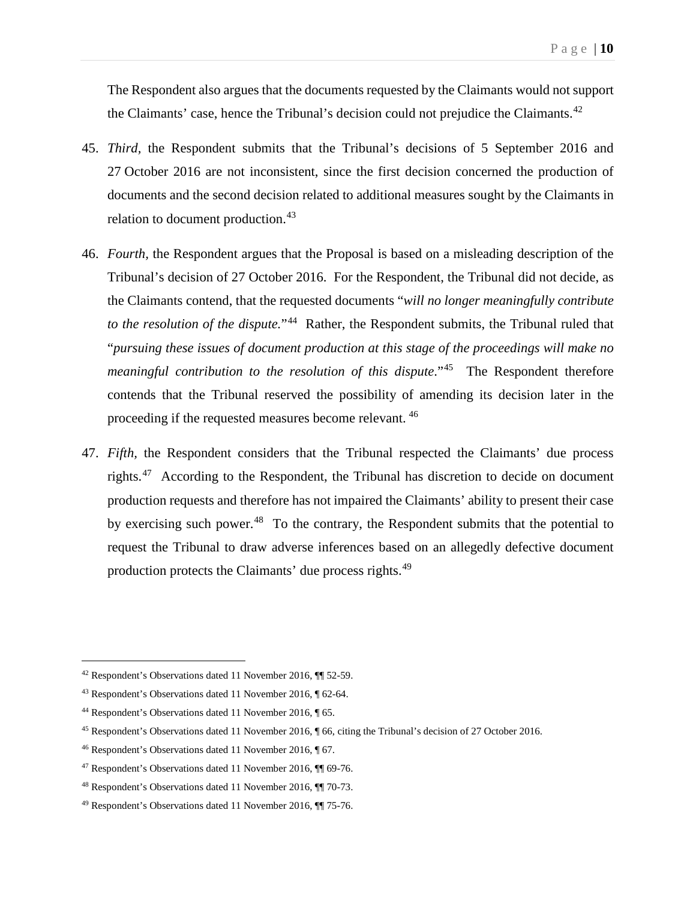The Respondent also argues that the documents requested by the Claimants would not support the Claimants' case, hence the Tribunal's decision could not prejudice the Claimants.[42]

45. *Third,* the Respondent submits that the Tribunal's decisions of 5 September 2016 and 27 October 2016 are not inconsistent, since the first decision concerned the production of documents and the second decision related to additional measures sought by the Claimants in relation to document production.[43]

46. *Fourth,* the Respondent argues that the Proposal is based on a misleading description of the Tribunal's decision of 27 October 2016. For the Respondent, the Tribunal did not decide, as the Claimants contend, that the requested documents "*will no longer meaningfully contribute to the resolution of the dispute.*"[44] Rather, the Respondent submits, the Tribunal ruled that "*pursuing these issues of document production at this stage of the proceedings will make no meaningful contribution to the resolution of this dispute*."[45] The Respondent therefore contends that the Tribunal reserved the possibility of amending its decision later in the proceeding if the requested measures become relevant.[46]

47. *Fifth,* the Respondent considers that the Tribunal respected the Claimants' due process rights.[47] According to the Respondent, the Tribunal has discretion to decide on document production requests and therefore has not impaired the Claimants' ability to present their case by exercising such power.[48] To the contrary, the Respondent submits that the potential to request the Tribunal to draw adverse inferences based on an allegedly defective document production protects the Claimants' due process rights.[49]

---

[42] Respondent's Observations dated 11 November 2016, ¶¶ 52-59.

[43] Respondent's Observations dated 11 November 2016, ¶ 62-64.

[44] Respondent's Observations dated 11 November 2016, ¶ 65.

[45] Respondent's Observations dated 11 November 2016, ¶ 66, citing the Tribunal's decision of 27 October 2016.

[46] Respondent's Observations dated 11 November 2016, ¶ 67.

[47] Respondent's Observations dated 11 November 2016, ¶¶ 69-76.

[48] Respondent's Observations dated 11 November 2016, ¶¶ 70-73.

[49] Respondent's Observations dated 11 November 2016, ¶¶ 75-76.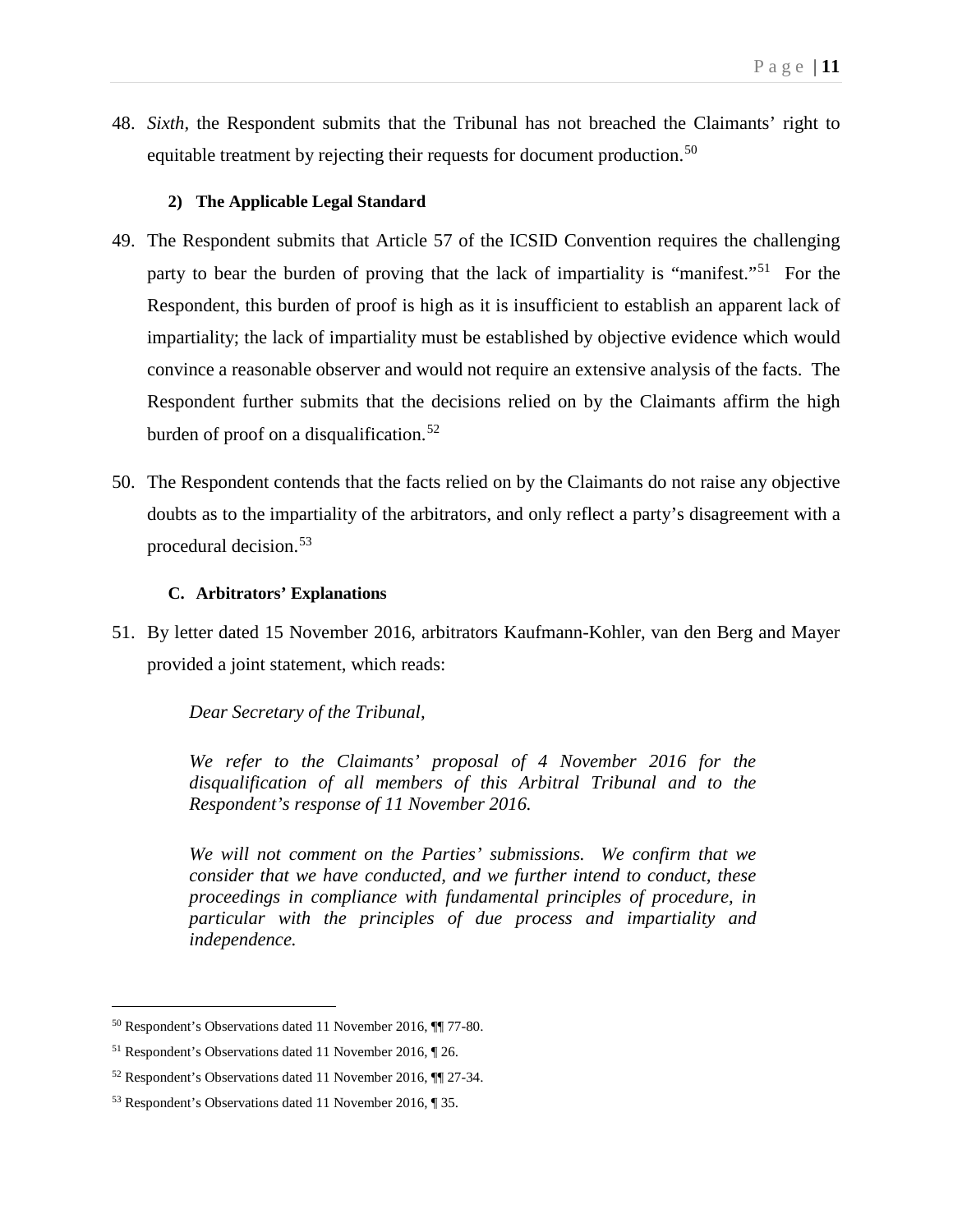48. *Sixth*, the Respondent submits that the Tribunal has not breached the Claimants' right to equitable treatment by rejecting their requests for document production.[50]

#### 2) The Applicable Legal Standard

49. The Respondent submits that Article 57 of the ICSID Convention requires the challenging party to bear the burden of proving that the lack of impartiality is "manifest."[51] For the Respondent, this burden of proof is high as it is insufficient to establish an apparent lack of impartiality; the lack of impartiality must be established by objective evidence which would convince a reasonable observer and would not require an extensive analysis of the facts. The Respondent further submits that the decisions relied on by the Claimants affirm the high burden of proof on a disqualification.[52]

50. The Respondent contends that the facts relied on by the Claimants do not raise any objective doubts as to the impartiality of the arbitrators, and only reflect a party's disagreement with a procedural decision.[53]

### C. Arbitrators' Explanations

51. By letter dated 15 November 2016, arbitrators Kaufmann-Kohler, van den Berg and Mayer provided a joint statement, which reads:

> *Dear Secretary of the Tribunal,*
>
> *We refer to the Claimants' proposal of 4 November 2016 for the disqualification of all members of this Arbitral Tribunal and to the Respondent's response of 11 November 2016.*
>
> *We will not comment on the Parties' submissions. We confirm that we consider that we have conducted, and we further intend to conduct, these proceedings in compliance with fundamental principles of procedure, in particular with the principles of due process and impartiality and independence.*

---

[50] Respondent's Observations dated 11 November 2016, ¶¶ 77-80.

[51] Respondent's Observations dated 11 November 2016, ¶ 26.

[52] Respondent's Observations dated 11 November 2016, ¶¶ 27-34.

[53] Respondent's Observations dated 11 November 2016, ¶ 35.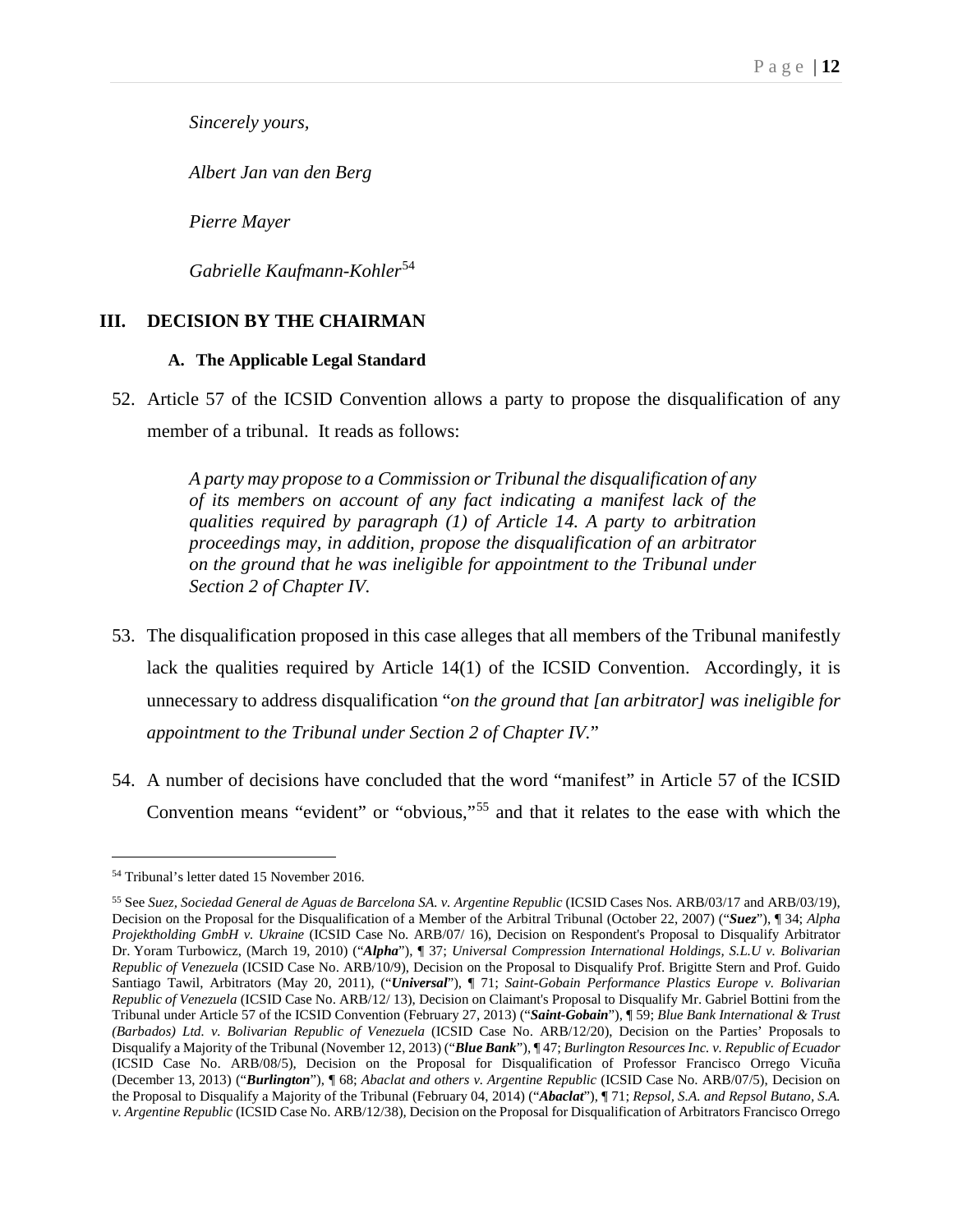*Sincerely yours,*

*Albert Jan van den Berg*

*Pierre Mayer*

*Gabrielle Kaufmann-Kohler*[54]

## III. DECISION BY THE CHAIRMAN

### A. The Applicable Legal Standard

52. Article 57 of the ICSID Convention allows a party to propose the disqualification of any member of a tribunal. It reads as follows:

> *A party may propose to a Commission or Tribunal the disqualification of any of its members on account of any fact indicating a manifest lack of the qualities required by paragraph (1) of Article 14. A party to arbitration proceedings may, in addition, propose the disqualification of an arbitrator on the ground that he was ineligible for appointment to the Tribunal under Section 2 of Chapter IV.*

53. The disqualification proposed in this case alleges that all members of the Tribunal manifestly lack the qualities required by Article 14(1) of the ICSID Convention. Accordingly, it is unnecessary to address disqualification "*on the ground that [an arbitrator] was ineligible for appointment to the Tribunal under Section 2 of Chapter IV.*"

54. A number of decisions have concluded that the word "manifest" in Article 57 of the ICSID Convention means "evident" or "obvious,"[55] and that it relates to the ease with which the

---

[54] Tribunal's letter dated 15 November 2016.

[55] See *Suez, Sociedad General de Aguas de Barcelona SA. v. Argentine Republic* (ICSID Cases Nos. ARB/03/17 and ARB/03/19), Decision on the Proposal for the Disqualification of a Member of the Arbitral Tribunal (October 22, 2007) ("***Suez***"), ¶ 34; *Alpha Projektholding GmbH v. Ukraine* (ICSID Case No. ARB/07/ 16), Decision on Respondent's Proposal to Disqualify Arbitrator Dr. Yoram Turbowicz, (March 19, 2010) ("***Alpha***"), ¶ 37; *Universal Compression International Holdings, S.L.U v. Bolivarian Republic of Venezuela* (ICSID Case No. ARB/10/9), Decision on the Proposal to Disqualify Prof. Brigitte Stern and Prof. Guido Santiago Tawil, Arbitrators (May 20, 2011), ("***Universal***"), ¶ 71; *Saint-Gobain Performance Plastics Europe v. Bolivarian Republic of Venezuela* (ICSID Case No. ARB/12/ 13), Decision on Claimant's Proposal to Disqualify Mr. Gabriel Bottini from the Tribunal under Article 57 of the ICSID Convention (February 27, 2013) ("***Saint-Gobain***"), ¶ 59; *Blue Bank International & Trust (Barbados) Ltd. v. Bolivarian Republic of Venezuela* (ICSID Case No. ARB/12/20), Decision on the Parties' Proposals to Disqualify a Majority of the Tribunal (November 12, 2013) ("***Blue Bank***"), ¶ 47; *Burlington Resources Inc. v. Republic of Ecuador* (ICSID Case No. ARB/08/5), Decision on the Proposal for Disqualification of Professor Francisco Orrego Vicuña (December 13, 2013) ("***Burlington***"), ¶ 68; *Abaclat and others v. Argentine Republic* (ICSID Case No. ARB/07/5), Decision on the Proposal to Disqualify a Majority of the Tribunal (February 04, 2014) ("***Abaclat***"), ¶ 71; *Repsol, S.A. and Repsol Butano, S.A. v. Argentine Republic* (ICSID Case No. ARB/12/38), Decision on the Proposal for Disqualification of Arbitrators Francisco Orrego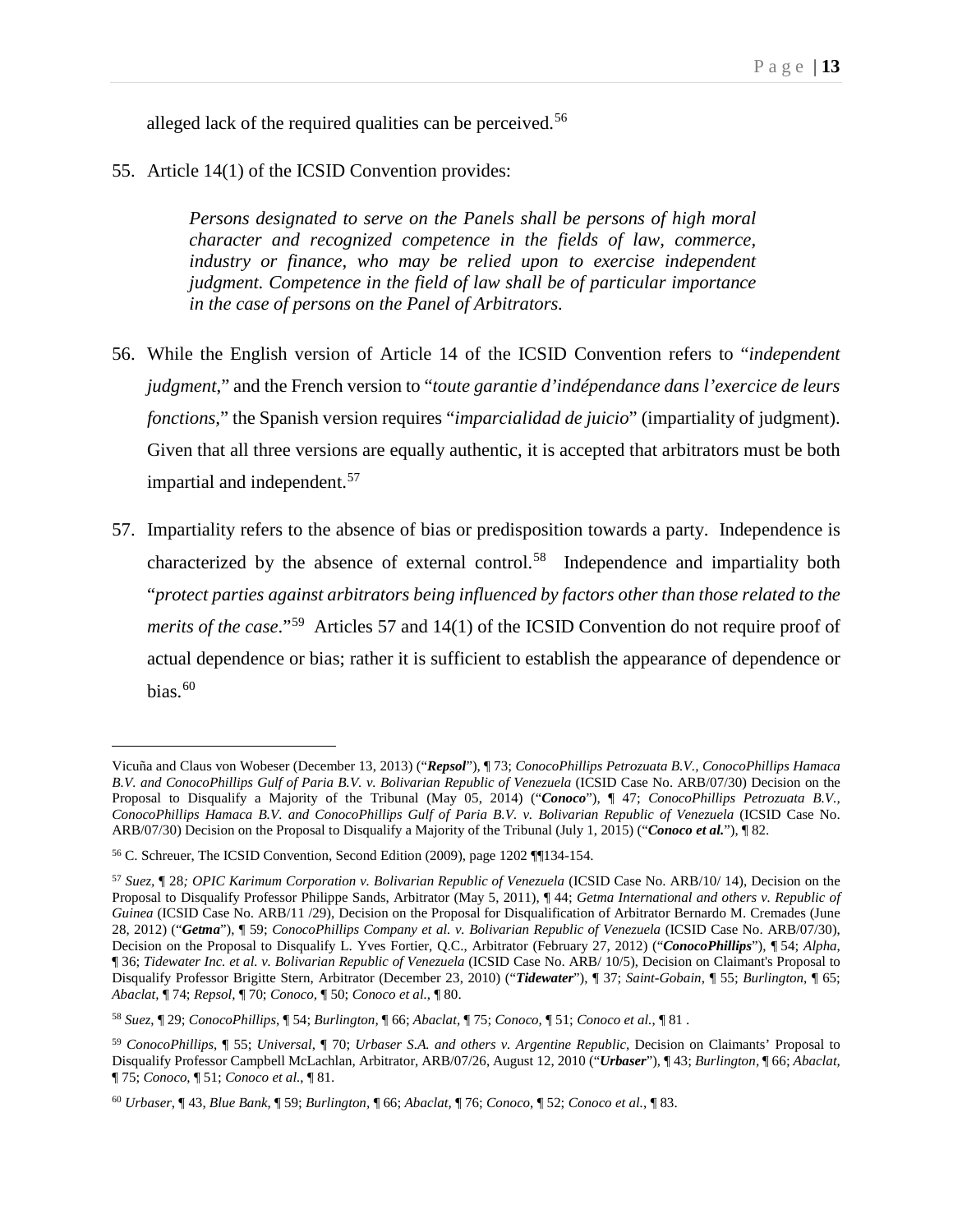alleged lack of the required qualities can be perceived.[56]

55. Article 14(1) of the ICSID Convention provides:

> *Persons designated to serve on the Panels shall be persons of high moral character and recognized competence in the fields of law, commerce, industry or finance, who may be relied upon to exercise independent judgment. Competence in the field of law shall be of particular importance in the case of persons on the Panel of Arbitrators.*

56. While the English version of Article 14 of the ICSID Convention refers to "*independent judgment*," and the French version to "*toute garantie d'indépendance dans l'exercice de leurs fonctions*," the Spanish version requires "*imparcialidad de juicio*" (impartiality of judgment). Given that all three versions are equally authentic, it is accepted that arbitrators must be both impartial and independent.[57]

57. Impartiality refers to the absence of bias or predisposition towards a party. Independence is characterized by the absence of external control.[58] Independence and impartiality both "*protect parties against arbitrators being influenced by factors other than those related to the merits of the case*."[59] Articles 57 and 14(1) of the ICSID Convention do not require proof of actual dependence or bias; rather it is sufficient to establish the appearance of dependence or bias.[60]

---

Vicuña and Claus von Wobeser (December 13, 2013) ("***Repsol***"), ¶ 73; *ConocoPhillips Petrozuata B.V., ConocoPhillips Hamaca B.V. and ConocoPhillips Gulf of Paria B.V. v. Bolivarian Republic of Venezuela* (ICSID Case No. ARB/07/30) Decision on the Proposal to Disqualify a Majority of the Tribunal (May 05, 2014) ("***Conoco***"), ¶ 47; *ConocoPhillips Petrozuata B.V., ConocoPhillips Hamaca B.V. and ConocoPhillips Gulf of Paria B.V. v. Bolivarian Republic of Venezuela* (ICSID Case No. ARB/07/30) Decision on the Proposal to Disqualify a Majority of the Tribunal (July 1, 2015) ("***Conoco et al.***"), ¶ 82.

[56] C. Schreuer, The ICSID Convention, Second Edition (2009), page 1202 ¶¶134-154.

[57] *Suez*, ¶ 28*; OPIC Karimum Corporation v. Bolivarian Republic of Venezuela* (ICSID Case No. ARB/10/ 14), Decision on the Proposal to Disqualify Professor Philippe Sands, Arbitrator (May 5, 2011), ¶ 44; *Getma International and others v. Republic of Guinea* (ICSID Case No. ARB/11 /29), Decision on the Proposal for Disqualification of Arbitrator Bernardo M. Cremades (June 28, 2012) ("***Getma***"), ¶ 59; *ConocoPhillips Company et al. v. Bolivarian Republic of Venezuela* (ICSID Case No. ARB/07/30), Decision on the Proposal to Disqualify L. Yves Fortier, Q.C., Arbitrator (February 27, 2012) ("***ConocoPhillips***"), ¶ 54; *Alpha*, ¶ 36; *Tidewater Inc. et al. v. Bolivarian Republic of Venezuela* (ICSID Case No. ARB/ 10/5), Decision on Claimant's Proposal to Disqualify Professor Brigitte Stern, Arbitrator (December 23, 2010) ("***Tidewater***"), ¶ 37; *Saint-Gobain*, ¶ 55; *Burlington*, ¶ 65; *Abaclat*, ¶ 74; *Repsol*, ¶ 70; *Conoco*, ¶ 50; *Conoco et al.*, ¶ 80.

[58] *Suez*, ¶ 29; *ConocoPhillips*, ¶ 54; *Burlington*, ¶ 66; *Abaclat*, ¶ 75; *Conoco*, ¶ 51; *Conoco et al.*, ¶ 81 .

[59] *ConocoPhillips*, ¶ 55; *Universal*, ¶ 70; *Urbaser S.A. and others v. Argentine Republic*, Decision on Claimants' Proposal to Disqualify Professor Campbell McLachlan, Arbitrator, ARB/07/26, August 12, 2010 ("***Urbaser***"), ¶ 43; *Burlington*, ¶ 66; *Abaclat*, ¶ 75; *Conoco*, ¶ 51; *Conoco et al.*, ¶ 81.

[60] *Urbaser*, ¶ 43, *Blue Bank*, ¶ 59; *Burlington*, ¶ 66; *Abaclat*, ¶ 76; *Conoco*, ¶ 52; *Conoco et al.*, ¶ 83.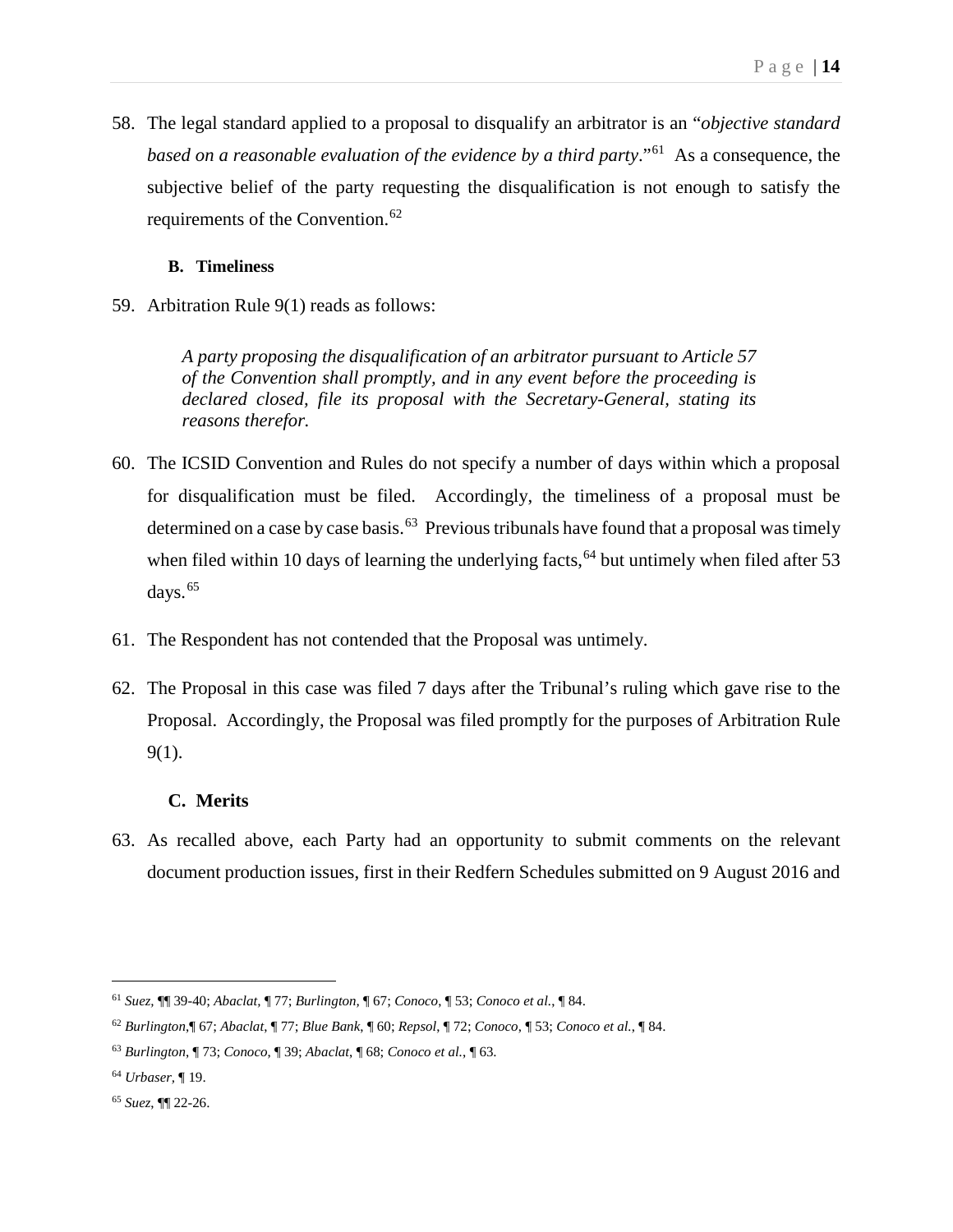58. The legal standard applied to a proposal to disqualify an arbitrator is an "*objective standard based on a reasonable evaluation of the evidence by a third party*."[61] As a consequence, the subjective belief of the party requesting the disqualification is not enough to satisfy the requirements of the Convention.[62]

### B. Timeliness

59. Arbitration Rule 9(1) reads as follows:

> *A party proposing the disqualification of an arbitrator pursuant to Article 57 of the Convention shall promptly, and in any event before the proceeding is declared closed, file its proposal with the Secretary-General, stating its reasons therefor.*

60. The ICSID Convention and Rules do not specify a number of days within which a proposal for disqualification must be filed. Accordingly, the timeliness of a proposal must be determined on a case by case basis.[63] Previous tribunals have found that a proposal was timely when filed within 10 days of learning the underlying facts,[64] but untimely when filed after 53 days.[65]

61. The Respondent has not contended that the Proposal was untimely.

62. The Proposal in this case was filed 7 days after the Tribunal's ruling which gave rise to the Proposal. Accordingly, the Proposal was filed promptly for the purposes of Arbitration Rule 9(1).

### C. Merits

63. As recalled above, each Party had an opportunity to submit comments on the relevant document production issues, first in their Redfern Schedules submitted on 9 August 2016 and

---

[61] *Suez*, ¶¶ 39-40; *Abaclat*, ¶ 77; *Burlington*, ¶ 67; *Conoco*, ¶ 53; *Conoco et al.*, ¶ 84.

[62] *Burlington*,¶ 67; *Abaclat*, ¶ 77; *Blue Bank*, ¶ 60; *Repsol*, ¶ 72; *Conoco*, ¶ 53; *Conoco et al.*, ¶ 84.

[63] *Burlington*, ¶ 73; *Conoco*, ¶ 39; *Abaclat*, ¶ 68; *Conoco et al.*, ¶ 63.

[64] *Urbaser*, ¶ 19.

[65] *Suez*, ¶¶ 22-26.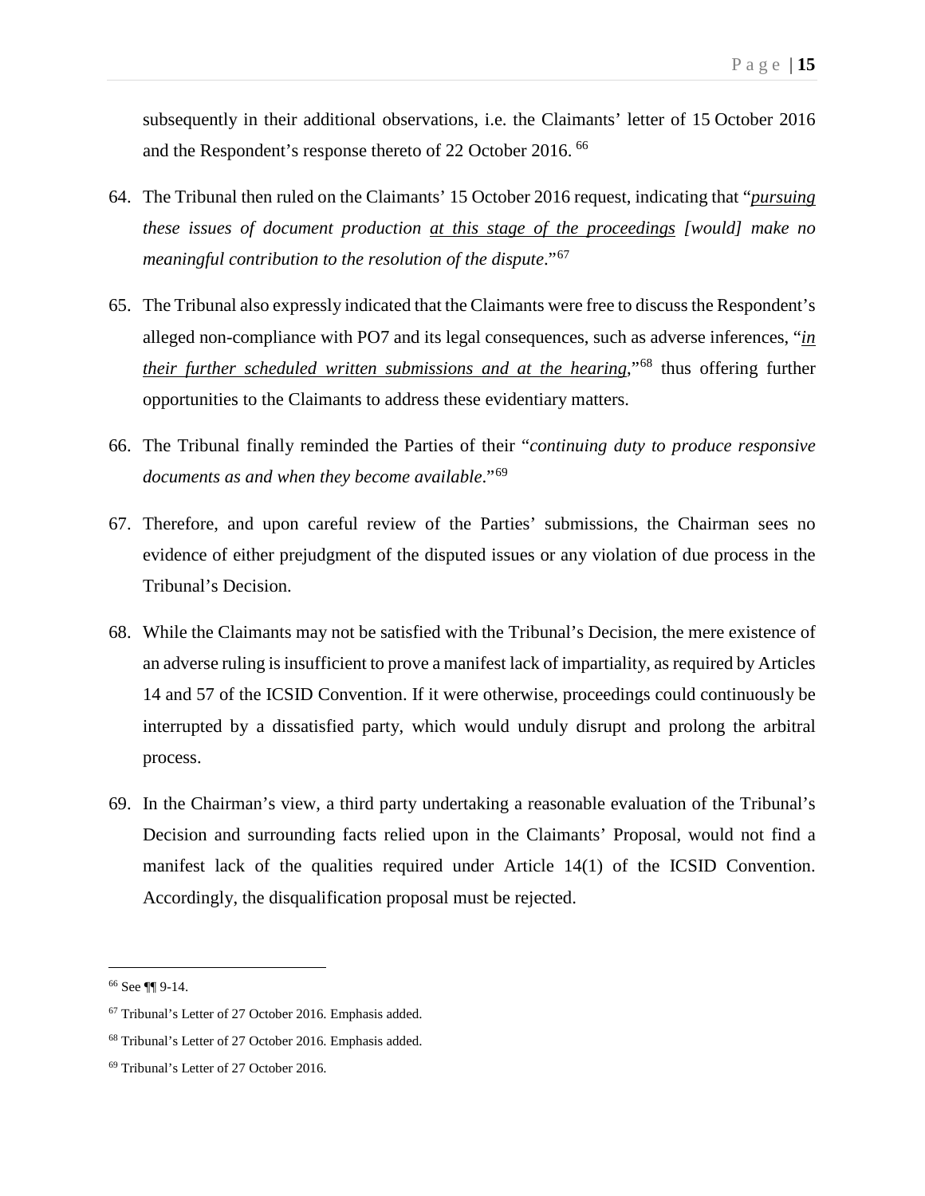subsequently in their additional observations, i.e. the Claimants' letter of 15 October 2016 and the Respondent's response thereto of 22 October 2016. [66]

64. The Tribunal then ruled on the Claimants' 15 October 2016 request, indicating that "*pursuing these issues of document production at this stage of the proceedings [would] make no meaningful contribution to the resolution of the dispute*."[67]

65. The Tribunal also expressly indicated that the Claimants were free to discuss the Respondent's alleged non-compliance with PO7 and its legal consequences, such as adverse inferences, "*in their further scheduled written submissions and at the hearing*,"[68] thus offering further opportunities to the Claimants to address these evidentiary matters.

66. The Tribunal finally reminded the Parties of their "*continuing duty to produce responsive documents as and when they become available*."[69]

67. Therefore, and upon careful review of the Parties' submissions, the Chairman sees no evidence of either prejudgment of the disputed issues or any violation of due process in the Tribunal's Decision.

68. While the Claimants may not be satisfied with the Tribunal's Decision, the mere existence of an adverse ruling is insufficient to prove a manifest lack of impartiality, as required by Articles 14 and 57 of the ICSID Convention. If it were otherwise, proceedings could continuously be interrupted by a dissatisfied party, which would unduly disrupt and prolong the arbitral process.

69. In the Chairman's view, a third party undertaking a reasonable evaluation of the Tribunal's Decision and surrounding facts relied upon in the Claimants' Proposal, would not find a manifest lack of the qualities required under Article 14(1) of the ICSID Convention. Accordingly, the disqualification proposal must be rejected.

---

[66] See ¶¶ 9-14.

[67] Tribunal's Letter of 27 October 2016. Emphasis added.

[68] Tribunal's Letter of 27 October 2016. Emphasis added.

[69] Tribunal's Letter of 27 October 2016.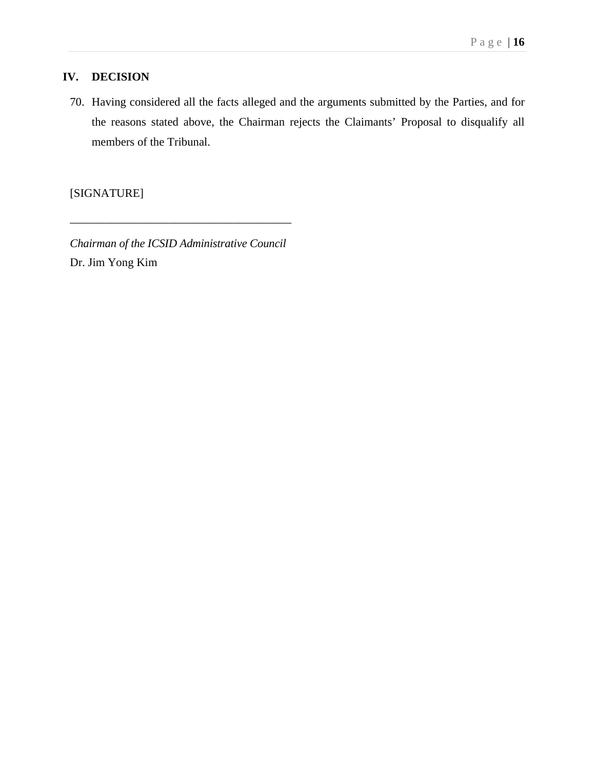## IV. DECISION

70. Having considered all the facts alleged and the arguments submitted by the Parties, and for the reasons stated above, the Chairman rejects the Claimants' Proposal to disqualify all members of the Tribunal.

[SIGNATURE]

______________________________________

*Chairman of the ICSID Administrative Council*
Dr. Jim Yong Kim